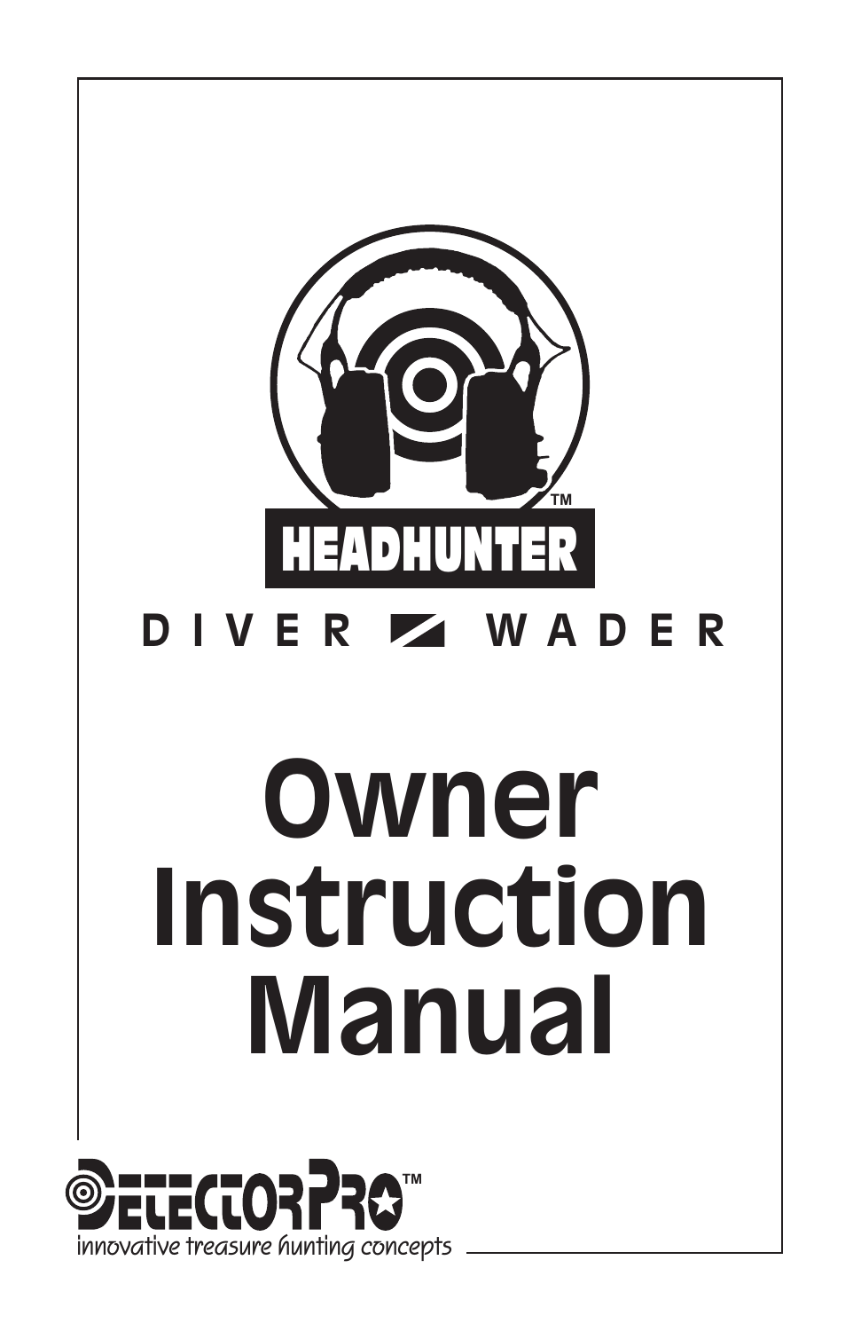HEADHUNTER™

DIVER / WADER

# Owner Instruction Manual

DetectorPro™

innovative treasure hunting concepts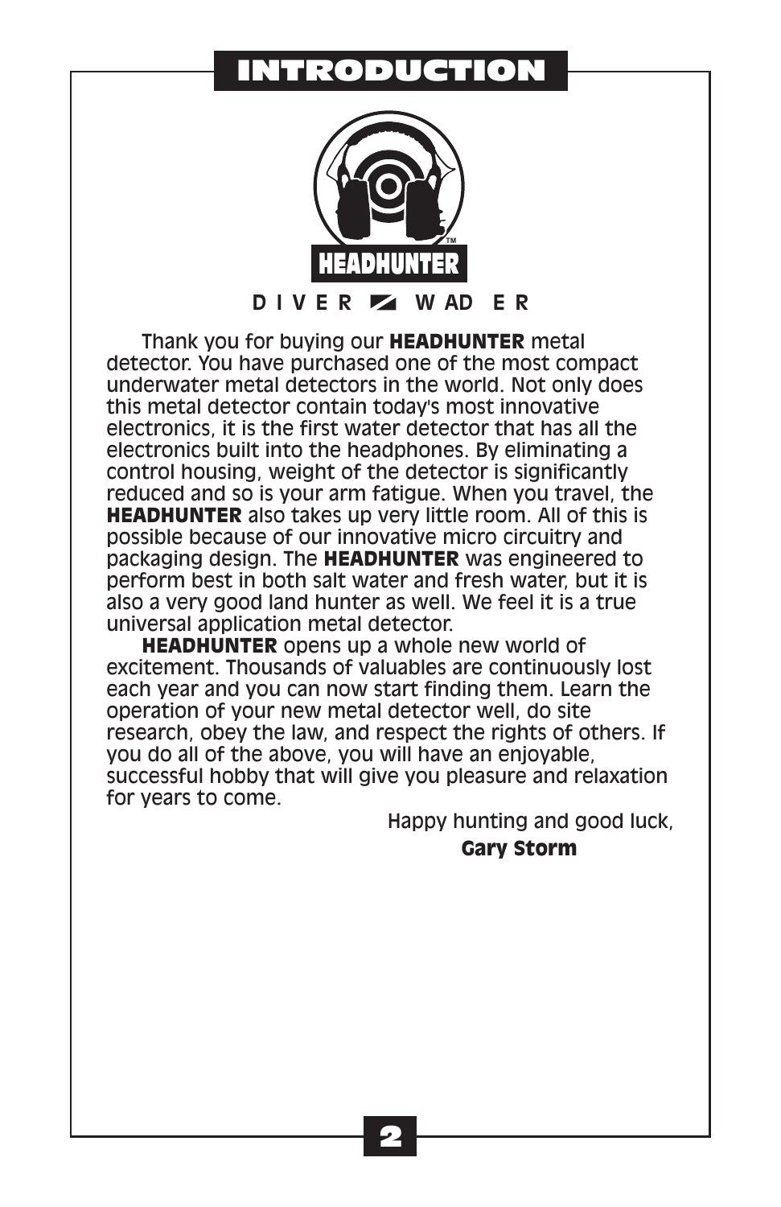# INTRODUCTION

HEADHUNTER™

DIVER / WADER

Thank you for buying our **HEADHUNTER** metal detector. You have purchased one of the most compact underwater metal detectors in the world. Not only does this metal detector contain today's most innovative electronics, it is the first water detector that has all the electronics built into the headphones. By eliminating a control housing, weight of the detector is significantly reduced and so is your arm fatigue. When you travel, the **HEADHUNTER** also takes up very little room. All of this is possible because of our innovative micro circuitry and packaging design. The **HEADHUNTER** was engineered to perform best in both salt water and fresh water, but it is also a very good land hunter as well. We feel it is a true universal application metal detector.

**HEADHUNTER** opens up a whole new world of excitement. Thousands of valuables are continuously lost each year and you can now start finding them. Learn the operation of your new metal detector well, do site research, obey the law, and respect the rights of others. If you do all of the above, you will have an enjoyable, successful hobby that will give you pleasure and relaxation for years to come.

Happy hunting and good luck,

**Gary Storm**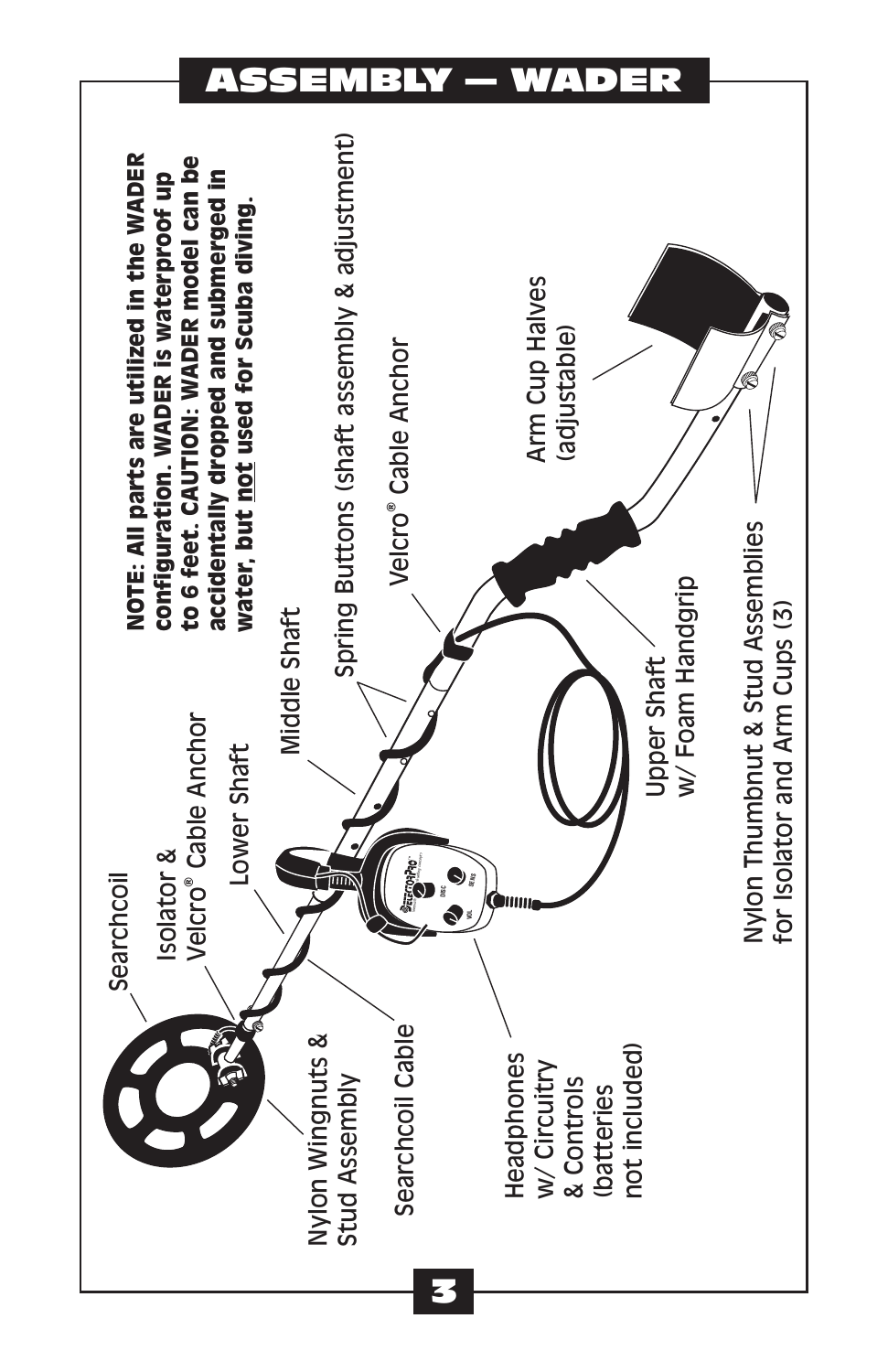# ASSEMBLY — WADER

**NOTE: All parts are utilized in the WADER configuration. WADER is waterproof up to 6 feet. CAUTION: WADER model can be accidentally dropped and submerged in water, but not used for Scuba diving.**

Searchcoil

Isolator & Velcro® Cable Anchor

Lower Shaft

Middle Shaft

Spring Buttons (shaft assembly & adjustment)

Velcro® Cable Anchor

Arm Cup Halves (adjustable)

Nylon Wingnuts & Stud Assembly

Searchcoil Cable

Headphones w/ Circuitry & Controls (batteries not included)

Upper Shaft w/ Foam Handgrip

Nylon Thumbnut & Stud Assemblies for Isolator and Arm Cups (3)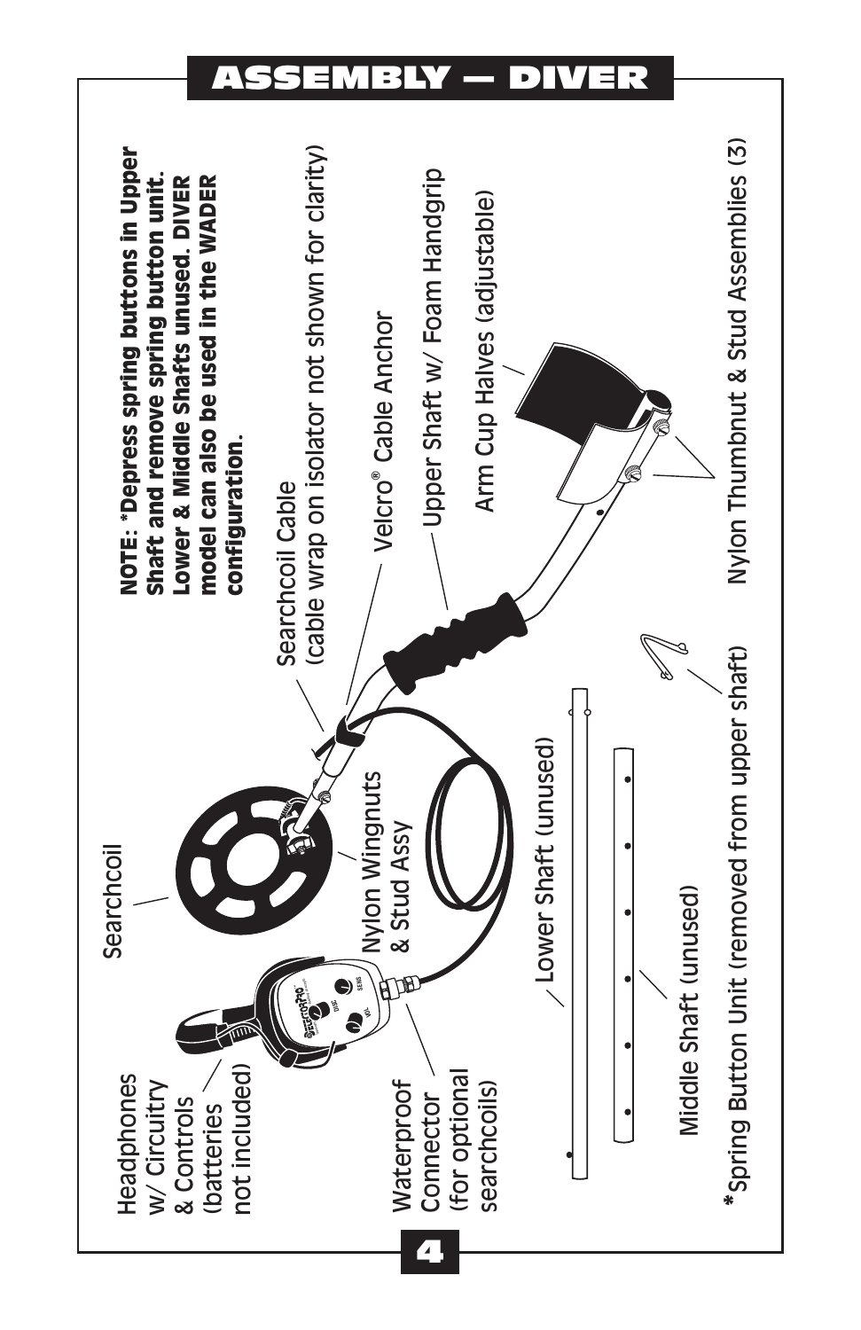# ASSEMBLY — DIVER

**NOTE: *Depress spring buttons in Upper Shaft and remove spring button unit. Lower & Middle Shafts unused. DIVER model can also be used in the WADER configuration.**

Headphones w/ Circuitry & Controls (batteries not included)

Waterproof Connector (for optional searchcoils)

Searchcoil

Nylon Wingnuts & Stud Assy

Searchcoil Cable (cable wrap on isolator not shown for clarity)

Velcro® Cable Anchor

Upper Shaft w/ Foam Handgrip

Arm Cup Halves (adjustable)

Nylon Thumbnut & Stud Assemblies (3)

Lower Shaft (unused)

Middle Shaft (unused)

*Spring Button Unit (removed from upper shaft)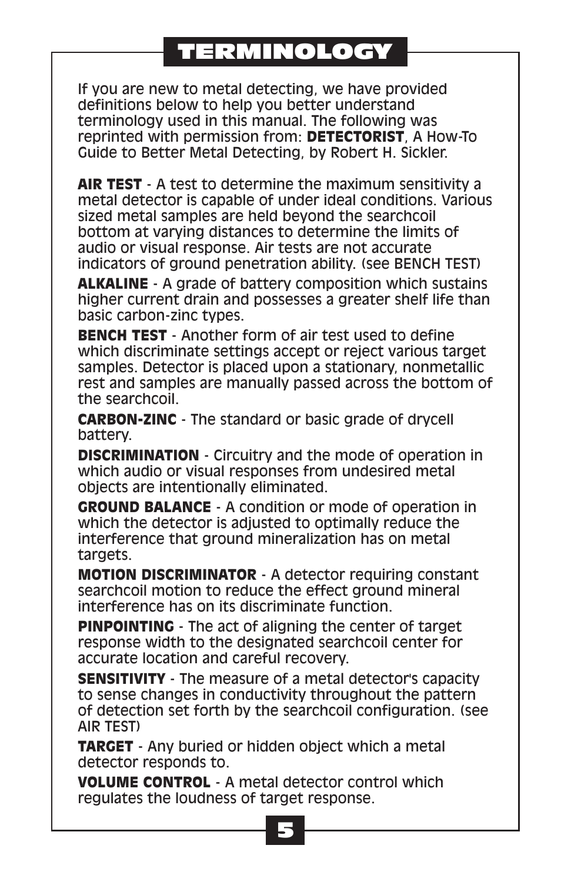# TERMINOLOGY

If you are new to metal detecting, we have provided definitions below to help you better understand terminology used in this manual. The following was reprinted with permission from: **DETECTORIST**, A How-To Guide to Better Metal Detecting, by Robert H. Sickler.

**AIR TEST** - A test to determine the maximum sensitivity a metal detector is capable of under ideal conditions. Various sized metal samples are held beyond the searchcoil bottom at varying distances to determine the limits of audio or visual response. Air tests are not accurate indicators of ground penetration ability. (see BENCH TEST)

**ALKALINE** - A grade of battery composition which sustains higher current drain and possesses a greater shelf life than basic carbon-zinc types.

**BENCH TEST** - Another form of air test used to define which discriminate settings accept or reject various target samples. Detector is placed upon a stationary, nonmetallic rest and samples are manually passed across the bottom of the searchcoil.

**CARBON-ZINC** - The standard or basic grade of drycell battery.

**DISCRIMINATION** - Circuitry and the mode of operation in which audio or visual responses from undesired metal objects are intentionally eliminated.

**GROUND BALANCE** - A condition or mode of operation in which the detector is adjusted to optimally reduce the interference that ground mineralization has on metal targets.

**MOTION DISCRIMINATOR** - A detector requiring constant searchcoil motion to reduce the effect ground mineral interference has on its discriminate function.

**PINPOINTING** - The act of aligning the center of target response width to the designated searchcoil center for accurate location and careful recovery.

**SENSITIVITY** - The measure of a metal detector's capacity to sense changes in conductivity throughout the pattern of detection set forth by the searchcoil configuration. (see AIR TEST)

**TARGET** - Any buried or hidden object which a metal detector responds to.

**VOLUME CONTROL** - A metal detector control which regulates the loudness of target response.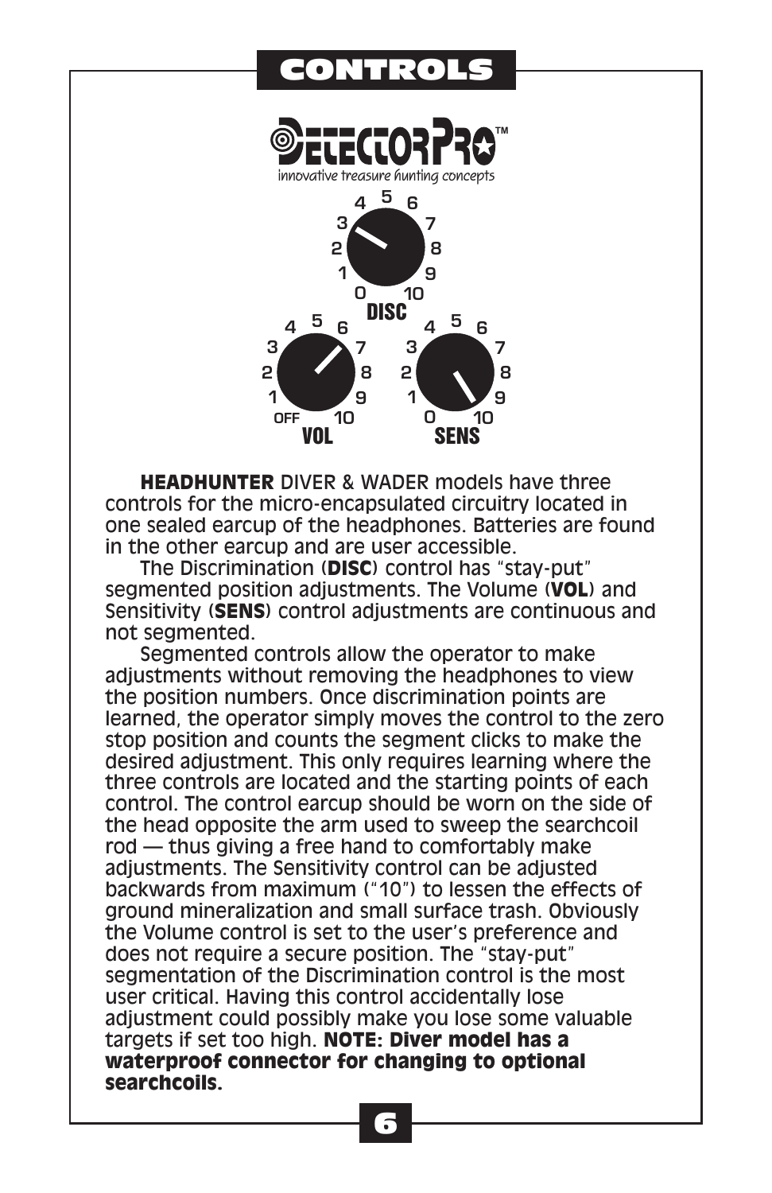# CONTROLS

**HEADHUNTER** DIVER & WADER models have three controls for the micro-encapsulated circuitry located in one sealed earcup of the headphones. Batteries are found in the other earcup and are user accessible.

The Discrimination (**DISC**) control has "stay-put" segmented position adjustments. The Volume (**VOL**) and Sensitivity (**SENS**) control adjustments are continuous and not segmented.

Segmented controls allow the operator to make adjustments without removing the headphones to view the position numbers. Once discrimination points are learned, the operator simply moves the control to the zero stop position and counts the segment clicks to make the desired adjustment. This only requires learning where the three controls are located and the starting points of each control. The control earcup should be worn on the side of the head opposite the arm used to sweep the searchcoil rod — thus giving a free hand to comfortably make adjustments. The Sensitivity control can be adjusted backwards from maximum ("10") to lessen the effects of ground mineralization and small surface trash. Obviously the Volume control is set to the user's preference and does not require a secure position. The "stay-put" segmentation of the Discrimination control is the most user critical. Having this control accidentally lose adjustment could possibly make you lose some valuable targets if set too high. **NOTE: Diver model has a waterproof connector for changing to optional searchcoils.**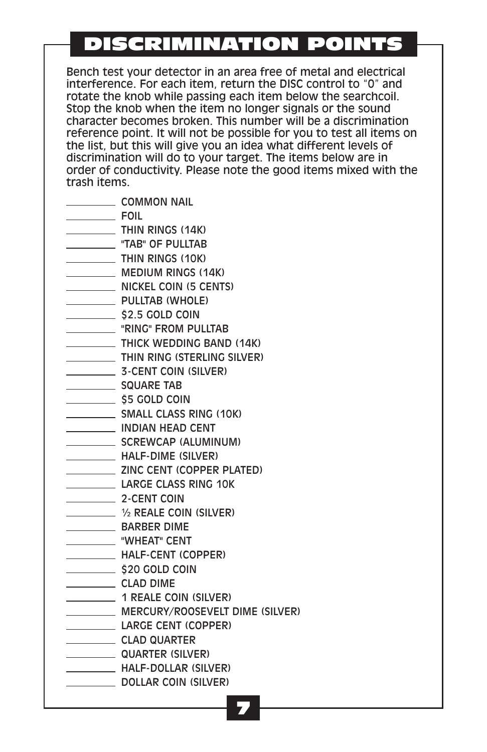# DISCRIMINATION POINTS

Bench test your detector in an area free of metal and electrical interference. For each item, return the DISC control to "0" and rotate the knob while passing each item below the searchcoil. Stop the knob when the item no longer signals or the sound character becomes broken. This number will be a discrimination reference point. It will not be possible for you to test all items on the list, but this will give you an idea what different levels of discrimination will do to your target. The items below are in order of conductivity. Please note the good items mixed with the trash items.

_________ COMMON NAIL
_________ FOIL
_________ THIN RINGS (14K)
_________ "TAB" OF PULLTAB
_________ THIN RINGS (10K)
_________ MEDIUM RINGS (14K)
_________ NICKEL COIN (5 CENTS)
_________ PULLTAB (WHOLE)
_________ $2.5 GOLD COIN
_________ "RING" FROM PULLTAB
_________ THICK WEDDING BAND (14K)
_________ THIN RING (STERLING SILVER)
_________ 3-CENT COIN (SILVER)
_________ SQUARE TAB
_________ $5 GOLD COIN
_________ SMALL CLASS RING (10K)
_________ INDIAN HEAD CENT
_________ SCREWCAP (ALUMINUM)
_________ HALF-DIME (SILVER)
_________ ZINC CENT (COPPER PLATED)
_________ LARGE CLASS RING 10K
_________ 2-CENT COIN
_________ ½ REALE COIN (SILVER)
_________ BARBER DIME
_________ "WHEAT" CENT
_________ HALF-CENT (COPPER)
_________ $20 GOLD COIN
_________ CLAD DIME
_________ 1 REALE COIN (SILVER)
_________ MERCURY/ROOSEVELT DIME (SILVER)
_________ LARGE CENT (COPPER)
_________ CLAD QUARTER
_________ QUARTER (SILVER)
_________ HALF-DOLLAR (SILVER)
_________ DOLLAR COIN (SILVER)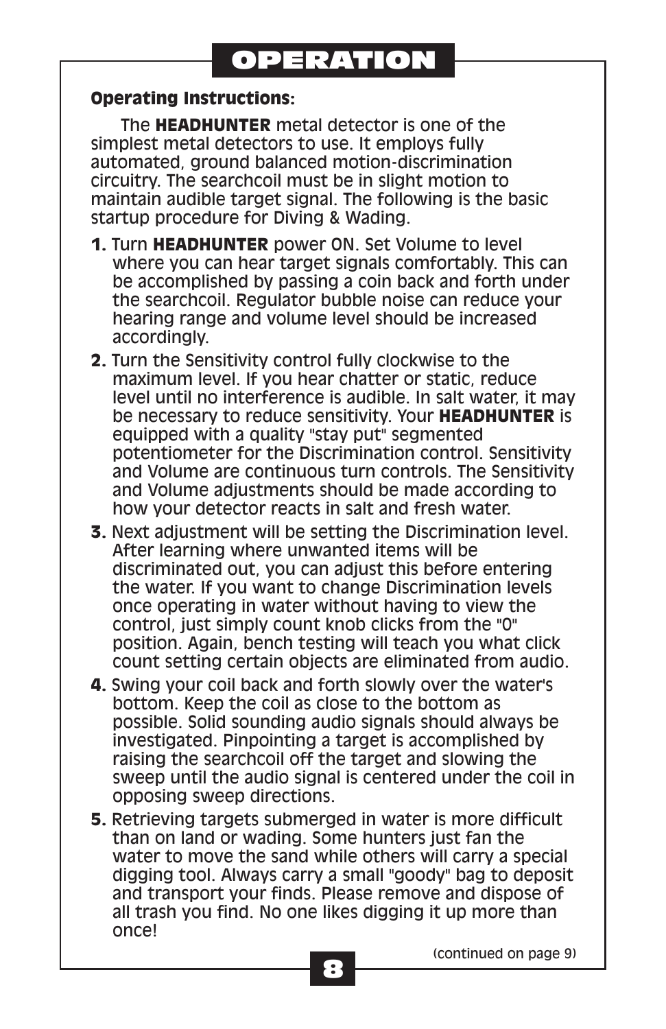# OPERATION

**Operating Instructions:**

The **HEADHUNTER** metal detector is one of the simplest metal detectors to use. It employs fully automated, ground balanced motion-discrimination circuitry. The searchcoil must be in slight motion to maintain audible target signal. The following is the basic startup procedure for Diving & Wading.

1. Turn **HEADHUNTER** power ON. Set Volume to level where you can hear target signals comfortably. This can be accomplished by passing a coin back and forth under the searchcoil. Regulator bubble noise can reduce your hearing range and volume level should be increased accordingly.
2. Turn the Sensitivity control fully clockwise to the maximum level. If you hear chatter or static, reduce level until no interference is audible. In salt water, it may be necessary to reduce sensitivity. Your **HEADHUNTER** is equipped with a quality "stay put" segmented potentiometer for the Discrimination control. Sensitivity and Volume are continuous turn controls. The Sensitivity and Volume adjustments should be made according to how your detector reacts in salt and fresh water.
3. Next adjustment will be setting the Discrimination level. After learning where unwanted items will be discriminated out, you can adjust this before entering the water. If you want to change Discrimination levels once operating in water without having to view the control, just simply count knob clicks from the "0" position. Again, bench testing will teach you what click count setting certain objects are eliminated from audio.
4. Swing your coil back and forth slowly over the water's bottom. Keep the coil as close to the bottom as possible. Solid sounding audio signals should always be investigated. Pinpointing a target is accomplished by raising the searchcoil off the target and slowing the sweep until the audio signal is centered under the coil in opposing sweep directions.
5. Retrieving targets submerged in water is more difficult than on land or wading. Some hunters just fan the water to move the sand while others will carry a special digging tool. Always carry a small "goody" bag to deposit and transport your finds. Please remove and dispose of all trash you find. No one likes digging it up more than once!

(continued on page 9)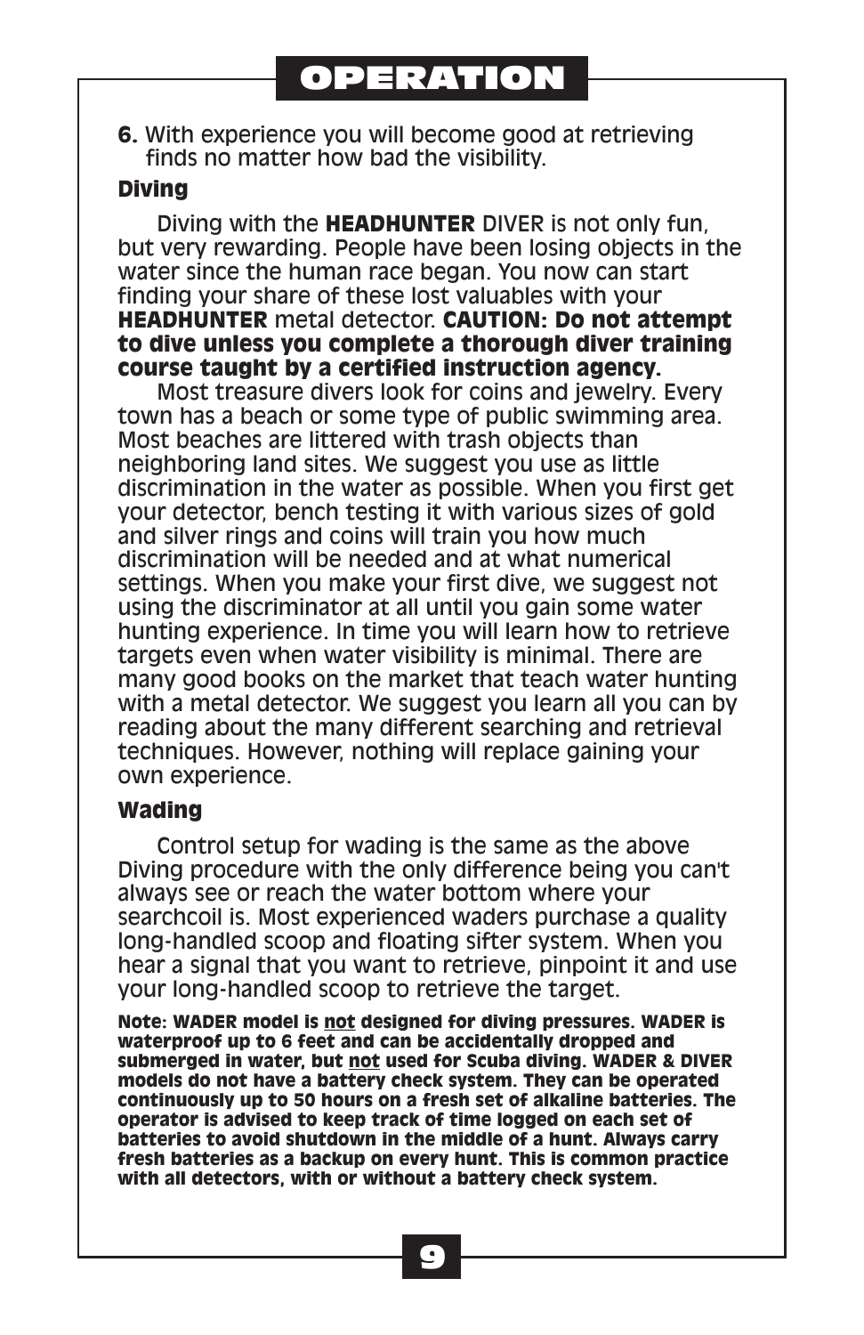# OPERATION

**6.** With experience you will become good at retrieving finds no matter how bad the visibility.

### Diving

Diving with the **HEADHUNTER** DIVER is not only fun, but very rewarding. People have been losing objects in the water since the human race began. You now can start finding your share of these lost valuables with your **HEADHUNTER** metal detector. **CAUTION: Do not attempt to dive unless you complete a thorough diver training course taught by a certified instruction agency.**

Most treasure divers look for coins and jewelry. Every town has a beach or some type of public swimming area. Most beaches are littered with trash objects than neighboring land sites. We suggest you use as little discrimination in the water as possible. When you first get your detector, bench testing it with various sizes of gold and silver rings and coins will train you how much discrimination will be needed and at what numerical settings. When you make your first dive, we suggest not using the discriminator at all until you gain some water hunting experience. In time you will learn how to retrieve targets even when water visibility is minimal. There are many good books on the market that teach water hunting with a metal detector. We suggest you learn all you can by reading about the many different searching and retrieval techniques. However, nothing will replace gaining your own experience.

### Wading

Control setup for wading is the same as the above Diving procedure with the only difference being you can't always see or reach the water bottom where your searchcoil is. Most experienced waders purchase a quality long-handled scoop and floating sifter system. When you hear a signal that you want to retrieve, pinpoint it and use your long-handled scoop to retrieve the target.

**Note: WADER model is <u>not</u> designed for diving pressures. WADER is waterproof up to 6 feet and can be accidentally dropped and submerged in water, but <u>not</u> used for Scuba diving. WADER & DIVER models do not have a battery check system. They can be operated continuously up to 50 hours on a fresh set of alkaline batteries. The operator is advised to keep track of time logged on each set of batteries to avoid shutdown in the middle of a hunt. Always carry fresh batteries as a backup on every hunt. This is common practice with all detectors, with or without a battery check system.**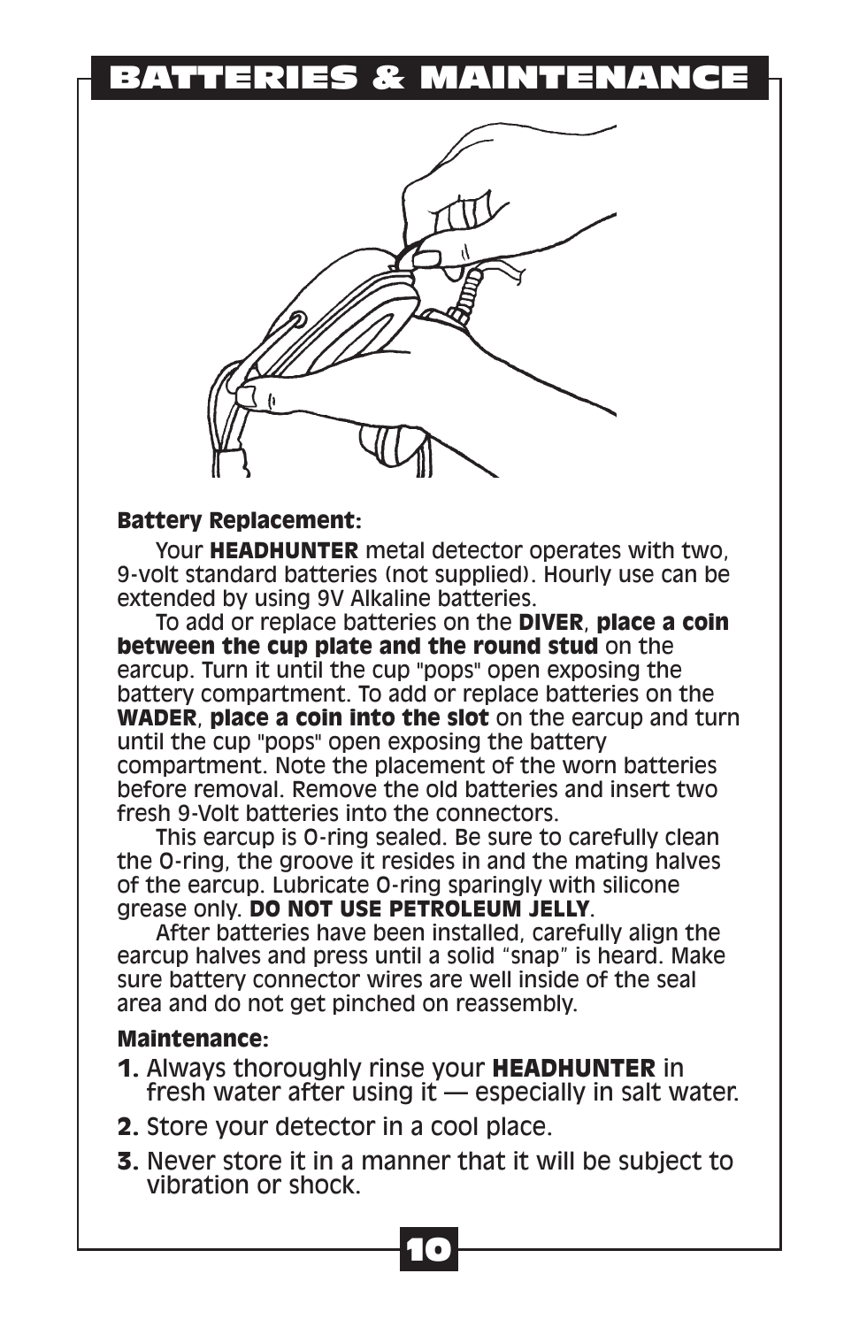# BATTERIES & MAINTENANCE

**Battery Replacement:**

Your **HEADHUNTER** metal detector operates with two, 9-volt standard batteries (not supplied). Hourly use can be extended by using 9V Alkaline batteries.

To add or replace batteries on the **DIVER**, **place a coin between the cup plate and the round stud** on the earcup. Turn it until the cup "pops" open exposing the battery compartment. To add or replace batteries on the **WADER**, **place a coin into the slot** on the earcup and turn until the cup "pops" open exposing the battery compartment. Note the placement of the worn batteries before removal. Remove the old batteries and insert two fresh 9-Volt batteries into the connectors.

This earcup is O-ring sealed. Be sure to carefully clean the O-ring, the groove it resides in and the mating halves of the earcup. Lubricate O-ring sparingly with silicone grease only. **DO NOT USE PETROLEUM JELLY**.

After batteries have been installed, carefully align the earcup halves and press until a solid "snap" is heard. Make sure battery connector wires are well inside of the seal area and do not get pinched on reassembly.

**Maintenance:**

1. Always thoroughly rinse your **HEADHUNTER** in fresh water after using it — especially in salt water.
2. Store your detector in a cool place.
3. Never store it in a manner that it will be subject to vibration or shock.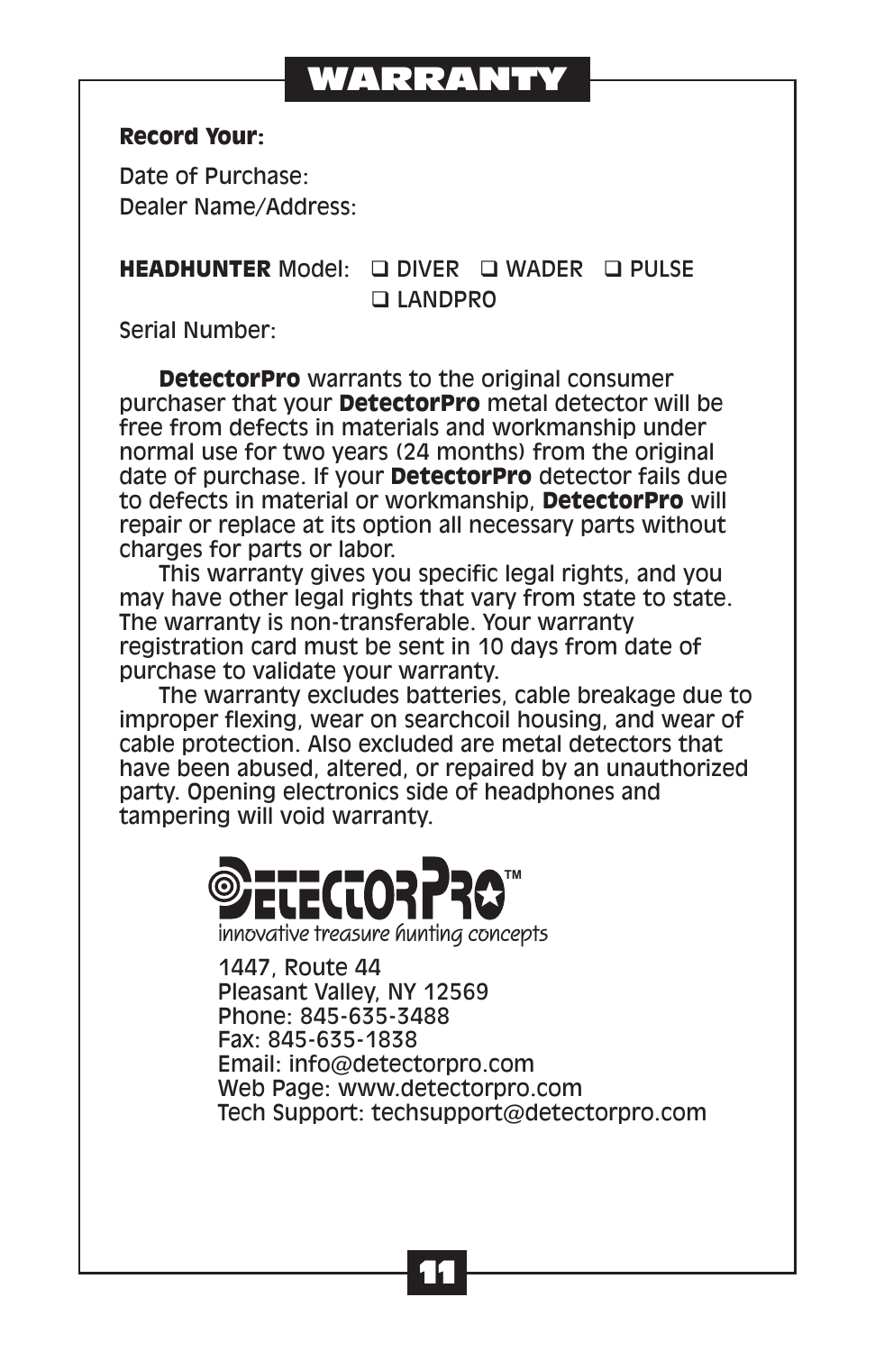# WARRANTY

**Record Your:**

Date of Purchase:
Dealer Name/Address:

**HEADHUNTER** Model: ❑ DIVER ❑ WADER ❑ PULSE ❑ LANDPRO

Serial Number:

**DetectorPro** warrants to the original consumer purchaser that your **DetectorPro** metal detector will be free from defects in materials and workmanship under normal use for two years (24 months) from the original date of purchase. If your **DetectorPro** detector fails due to defects in material or workmanship, **DetectorPro** will repair or replace at its option all necessary parts without charges for parts or labor.

This warranty gives you specific legal rights, and you may have other legal rights that vary from state to state. The warranty is non-transferable. Your warranty registration card must be sent in 10 days from date of purchase to validate your warranty.

The warranty excludes batteries, cable breakage due to improper flexing, wear on searchcoil housing, and wear of cable protection. Also excluded are metal detectors that have been abused, altered, or repaired by an unauthorized party. Opening electronics side of headphones and tampering will void warranty.

DETECTORPRO™
*innovative treasure hunting concepts*

1447, Route 44
Pleasant Valley, NY 12569
Phone: 845-635-3488
Fax: 845-635-1838
Email: info@detectorpro.com
Web Page: www.detectorpro.com
Tech Support: techsupport@detectorpro.com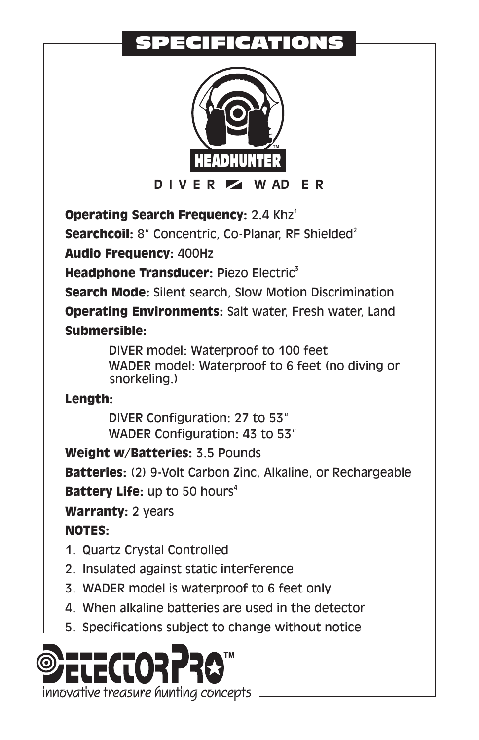# SPECIFICATIONS

HEADHUNTER™

DIVER / WADER

**Operating Search Frequency:** 2.4 Khz[1]

**Searchcoil:** 8" Concentric, Co-Planar, RF Shielded[2]

**Audio Frequency:** 400Hz

**Headphone Transducer:** Piezo Electric[3]

**Search Mode:** Silent search, Slow Motion Discrimination

**Operating Environments:** Salt water, Fresh water, Land

**Submersible:**

DIVER model: Waterproof to 100 feet
WADER model: Waterproof to 6 feet (no diving or snorkeling.)

**Length:**

DIVER Configuration: 27 to 53"
WADER Configuration: 43 to 53"

**Weight w/Batteries:** 3.5 Pounds

**Batteries:** (2) 9-Volt Carbon Zinc, Alkaline, or Rechargeable

**Battery Life:** up to 50 hours[4]

**Warranty:** 2 years

**NOTES:**

1. Quartz Crystal Controlled
2. Insulated against static interference
3. WADER model is waterproof to 6 feet only
4. When alkaline batteries are used in the detector
5. Specifications subject to change without notice

DETECTORPRO™
innovative treasure hunting concepts